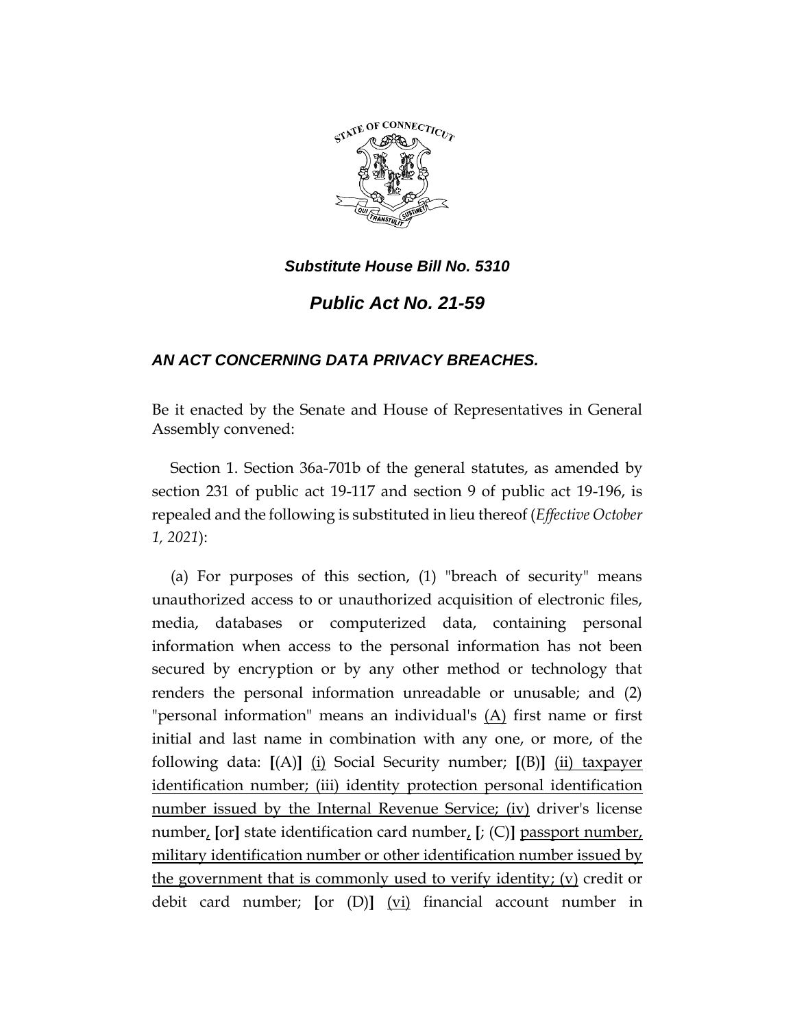***Substitute House Bill No. 5310***

# *Public Act No. 21-59*

## *AN ACT CONCERNING DATA PRIVACY BREACHES.*

Be it enacted by the Senate and House of Representatives in General Assembly convened:

Section 1. Section 36a-701b of the general statutes, as amended by section 231 of public act 19-117 and section 9 of public act 19-196, is repealed and the following is substituted in lieu thereof (*Effective October 1, 2021*):

(a) For purposes of this section, (1) "breach of security" means unauthorized access to or unauthorized acquisition of electronic files, media, databases or computerized data, containing personal information when access to the personal information has not been secured by encryption or by any other method or technology that renders the personal information unreadable or unusable; and (2) "personal information" means an individual's <u>(A)</u> first name or first initial and last name in combination with any one, or more, of the following data: **[**(A)**]** <u>(i)</u> Social Security number; **[**(B)**]** <u>(ii) taxpayer identification number; (iii) identity protection personal identification number issued by the Internal Revenue Service; (iv)</u> driver's license number<u>,</u> **[**or**]** state identification card number<u>,</u> **[**; (C)**]** <u>passport number, military identification number or other identification number issued by the government that is commonly used to verify identity; (v)</u> credit or debit card number; **[**or (D)**]** <u>(vi)</u> financial account number in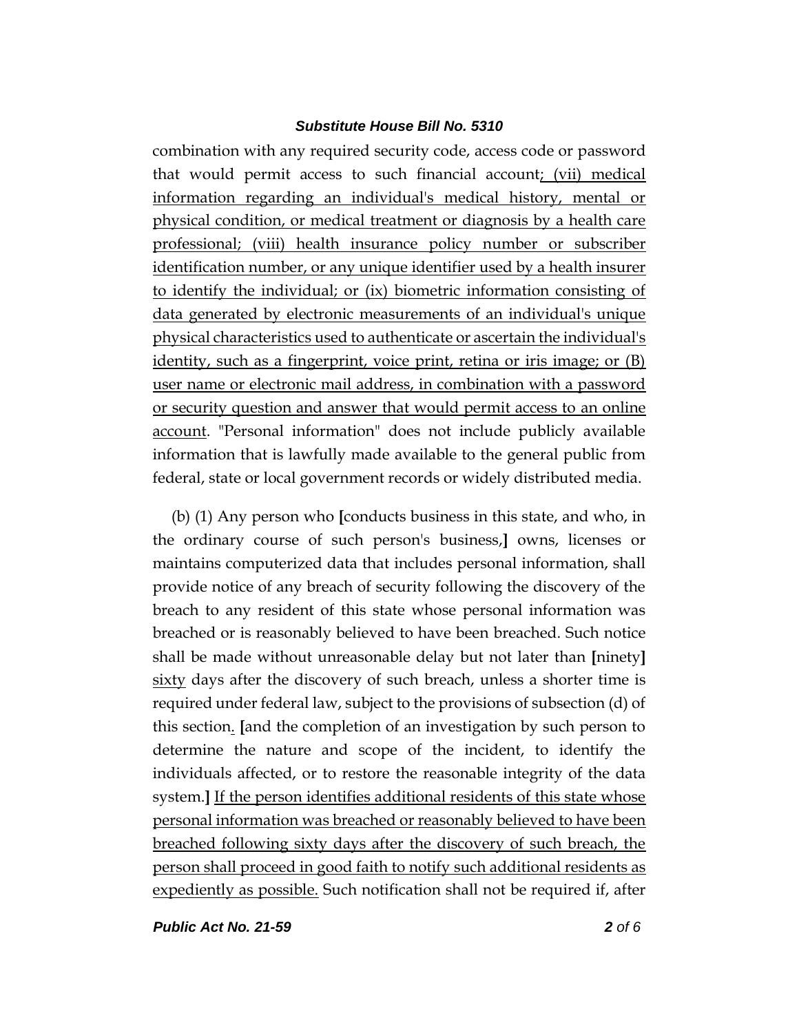combination with any required security code, access code or password that would permit access to such financial account<u>; (vii) medical information regarding an individual's medical history, mental or physical condition, or medical treatment or diagnosis by a health care professional; (viii) health insurance policy number or subscriber identification number, or any unique identifier used by a health insurer to identify the individual; or (ix) biometric information consisting of data generated by electronic measurements of an individual's unique physical characteristics used to authenticate or ascertain the individual's identity, such as a fingerprint, voice print, retina or iris image; or (B) user name or electronic mail address, in combination with a password or security question and answer that would permit access to an online account</u>. "Personal information" does not include publicly available information that is lawfully made available to the general public from federal, state or local government records or widely distributed media.

(b) (1) Any person who **[**conducts business in this state, and who, in the ordinary course of such person's business,**]** owns, licenses or maintains computerized data that includes personal information, shall provide notice of any breach of security following the discovery of the breach to any resident of this state whose personal information was breached or is reasonably believed to have been breached. Such notice shall be made without unreasonable delay but not later than **[**ninety**]** <u>sixty</u> days after the discovery of such breach, unless a shorter time is required under federal law, subject to the provisions of subsection (d) of this section<u>.</u> **[**and the completion of an investigation by such person to determine the nature and scope of the incident, to identify the individuals affected, or to restore the reasonable integrity of the data system.**]** <u>If the person identifies additional residents of this state whose personal information was breached or reasonably believed to have been breached following sixty days after the discovery of such breach, the person shall proceed in good faith to notify such additional residents as expediently as possible.</u> Such notification shall not be required if, after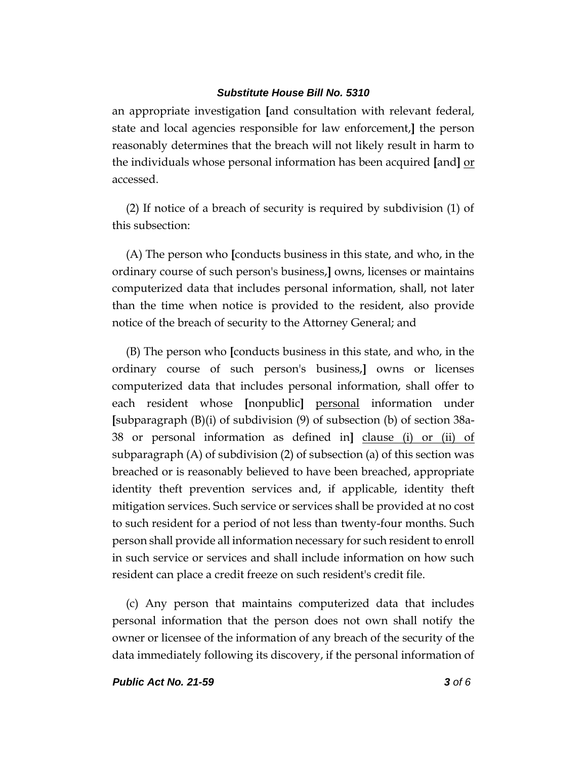an appropriate investigation [and consultation with relevant federal, state and local agencies responsible for law enforcement,] the person reasonably determines that the breach will not likely result in harm to the individuals whose personal information has been acquired [and] <u>or</u> accessed.

(2) If notice of a breach of security is required by subdivision (1) of this subsection:

(A) The person who [conducts business in this state, and who, in the ordinary course of such person's business,] owns, licenses or maintains computerized data that includes personal information, shall, not later than the time when notice is provided to the resident, also provide notice of the breach of security to the Attorney General; and

(B) The person who [conducts business in this state, and who, in the ordinary course of such person's business,] owns or licenses computerized data that includes personal information, shall offer to each resident whose [nonpublic] <u>personal</u> information under [subparagraph (B)(i) of subdivision (9) of subsection (b) of section 38a-38 or personal information as defined in] <u>clause (i) or (ii) of</u> subparagraph (A) of subdivision (2) of subsection (a) of this section was breached or is reasonably believed to have been breached, appropriate identity theft prevention services and, if applicable, identity theft mitigation services. Such service or services shall be provided at no cost to such resident for a period of not less than twenty-four months. Such person shall provide all information necessary for such resident to enroll in such service or services and shall include information on how such resident can place a credit freeze on such resident's credit file.

(c) Any person that maintains computerized data that includes personal information that the person does not own shall notify the owner or licensee of the information of any breach of the security of the data immediately following its discovery, if the personal information of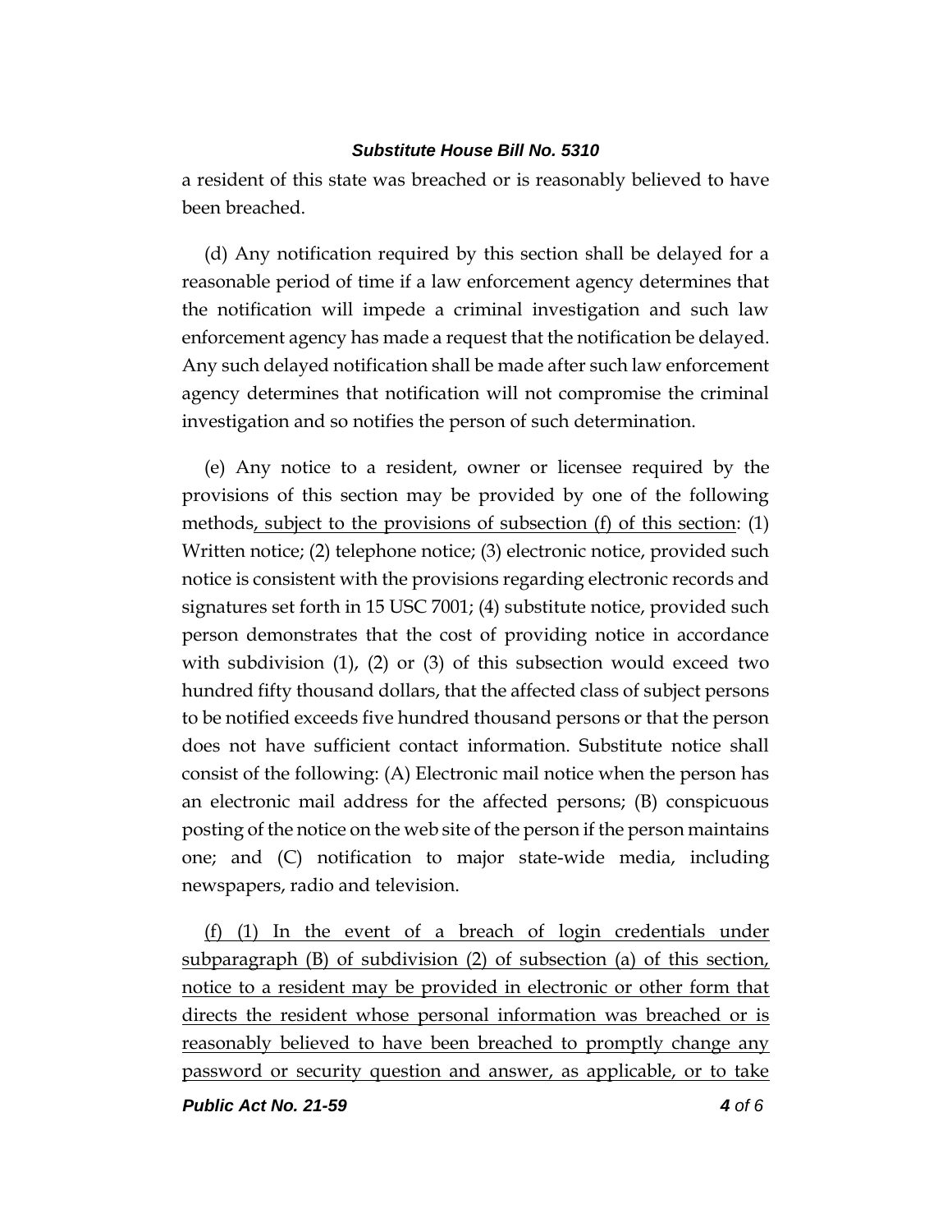a resident of this state was breached or is reasonably believed to have been breached.

(d) Any notification required by this section shall be delayed for a reasonable period of time if a law enforcement agency determines that the notification will impede a criminal investigation and such law enforcement agency has made a request that the notification be delayed. Any such delayed notification shall be made after such law enforcement agency determines that notification will not compromise the criminal investigation and so notifies the person of such determination.

(e) Any notice to a resident, owner or licensee required by the provisions of this section may be provided by one of the following methods<u>, subject to the provisions of subsection (f) of this section</u>: (1) Written notice; (2) telephone notice; (3) electronic notice, provided such notice is consistent with the provisions regarding electronic records and signatures set forth in 15 USC 7001; (4) substitute notice, provided such person demonstrates that the cost of providing notice in accordance with subdivision (1), (2) or (3) of this subsection would exceed two hundred fifty thousand dollars, that the affected class of subject persons to be notified exceeds five hundred thousand persons or that the person does not have sufficient contact information. Substitute notice shall consist of the following: (A) Electronic mail notice when the person has an electronic mail address for the affected persons; (B) conspicuous posting of the notice on the web site of the person if the person maintains one; and (C) notification to major state-wide media, including newspapers, radio and television.

<u>(f) (1) In the event of a breach of login credentials under subparagraph (B) of subdivision (2) of subsection (a) of this section, notice to a resident may be provided in electronic or other form that directs the resident whose personal information was breached or is reasonably believed to have been breached to promptly change any password or security question and answer, as applicable, or to take</u>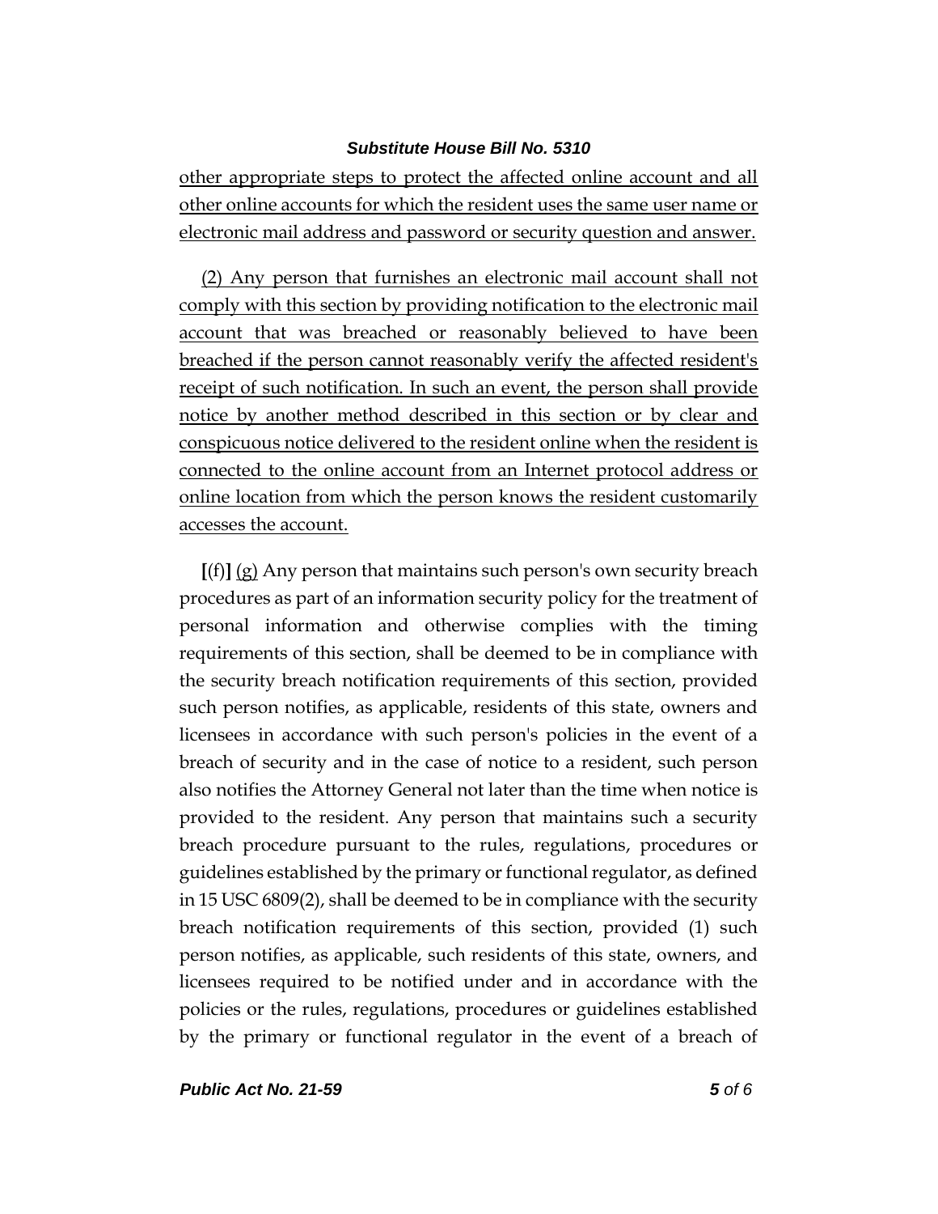other appropriate steps to protect the affected online account and all other online accounts for which the resident uses the same user name or electronic mail address and password or security question and answer.

(2) Any person that furnishes an electronic mail account shall not comply with this section by providing notification to the electronic mail account that was breached or reasonably believed to have been breached if the person cannot reasonably verify the affected resident's receipt of such notification. In such an event, the person shall provide notice by another method described in this section or by clear and conspicuous notice delivered to the resident online when the resident is connected to the online account from an Internet protocol address or online location from which the person knows the resident customarily accesses the account.

[(f)] (g) Any person that maintains such person's own security breach procedures as part of an information security policy for the treatment of personal information and otherwise complies with the timing requirements of this section, shall be deemed to be in compliance with the security breach notification requirements of this section, provided such person notifies, as applicable, residents of this state, owners and licensees in accordance with such person's policies in the event of a breach of security and in the case of notice to a resident, such person also notifies the Attorney General not later than the time when notice is provided to the resident. Any person that maintains such a security breach procedure pursuant to the rules, regulations, procedures or guidelines established by the primary or functional regulator, as defined in 15 USC 6809(2), shall be deemed to be in compliance with the security breach notification requirements of this section, provided (1) such person notifies, as applicable, such residents of this state, owners, and licensees required to be notified under and in accordance with the policies or the rules, regulations, procedures or guidelines established by the primary or functional regulator in the event of a breach of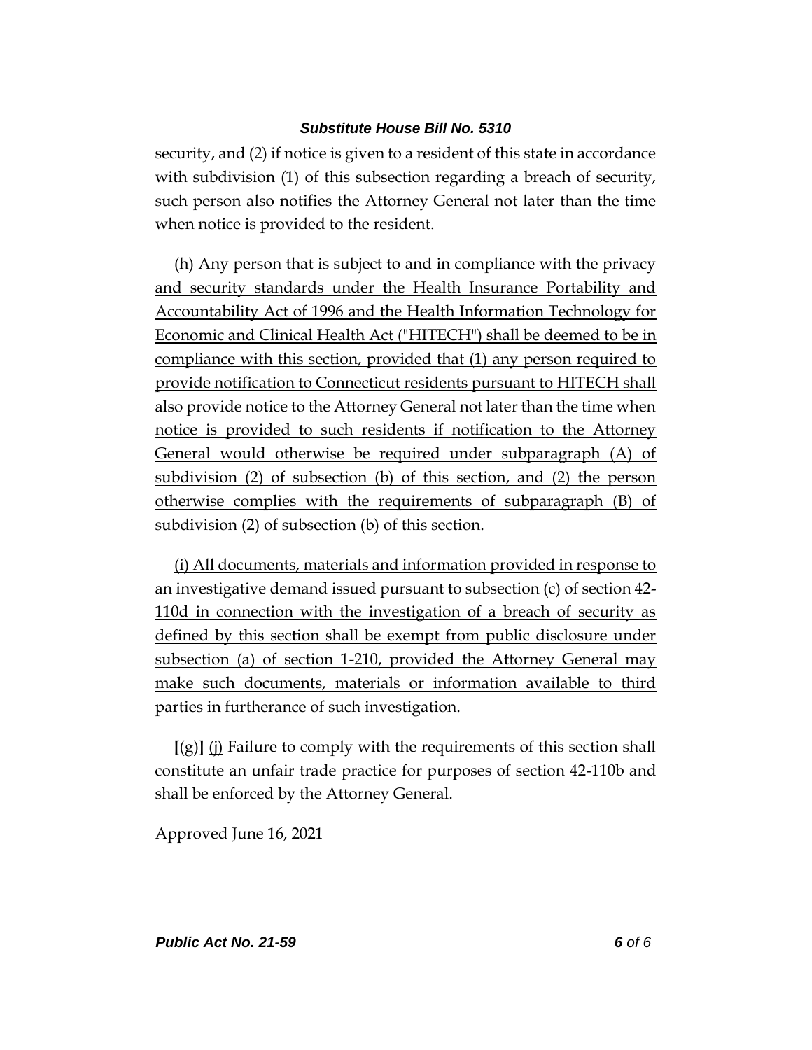security, and (2) if notice is given to a resident of this state in accordance with subdivision (1) of this subsection regarding a breach of security, such person also notifies the Attorney General not later than the time when notice is provided to the resident.

<u>(h) Any person that is subject to and in compliance with the privacy and security standards under the Health Insurance Portability and Accountability Act of 1996 and the Health Information Technology for Economic and Clinical Health Act ("HITECH") shall be deemed to be in compliance with this section, provided that (1) any person required to provide notification to Connecticut residents pursuant to HITECH shall also provide notice to the Attorney General not later than the time when notice is provided to such residents if notification to the Attorney General would otherwise be required under subparagraph (A) of subdivision (2) of subsection (b) of this section, and (2) the person otherwise complies with the requirements of subparagraph (B) of subdivision (2) of subsection (b) of this section.</u>

<u>(i) All documents, materials and information provided in response to an investigative demand issued pursuant to subsection (c) of section 42-110d in connection with the investigation of a breach of security as defined by this section shall be exempt from public disclosure under subsection (a) of section 1-210, provided the Attorney General may make such documents, materials or information available to third parties in furtherance of such investigation.</u>

**[**(g)**]** <u>(j)</u> Failure to comply with the requirements of this section shall constitute an unfair trade practice for purposes of section 42-110b and shall be enforced by the Attorney General.

Approved June 16, 2021